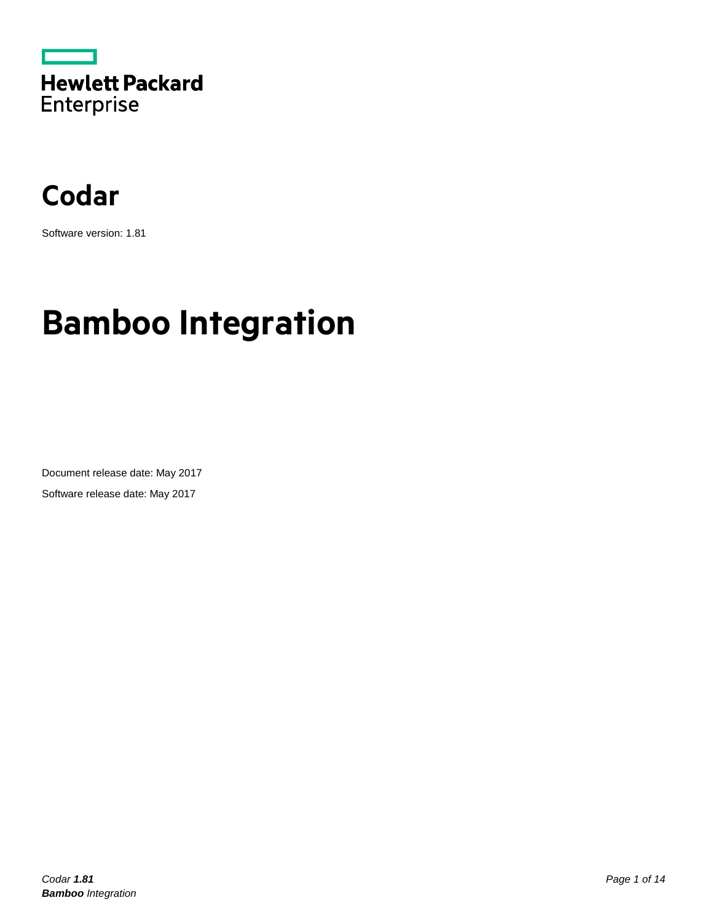Hewlett Packard Enterprise

# Codar

Software version: 1.81

# Bamboo Integration

Document release date: May 2017

Software release date: May 2017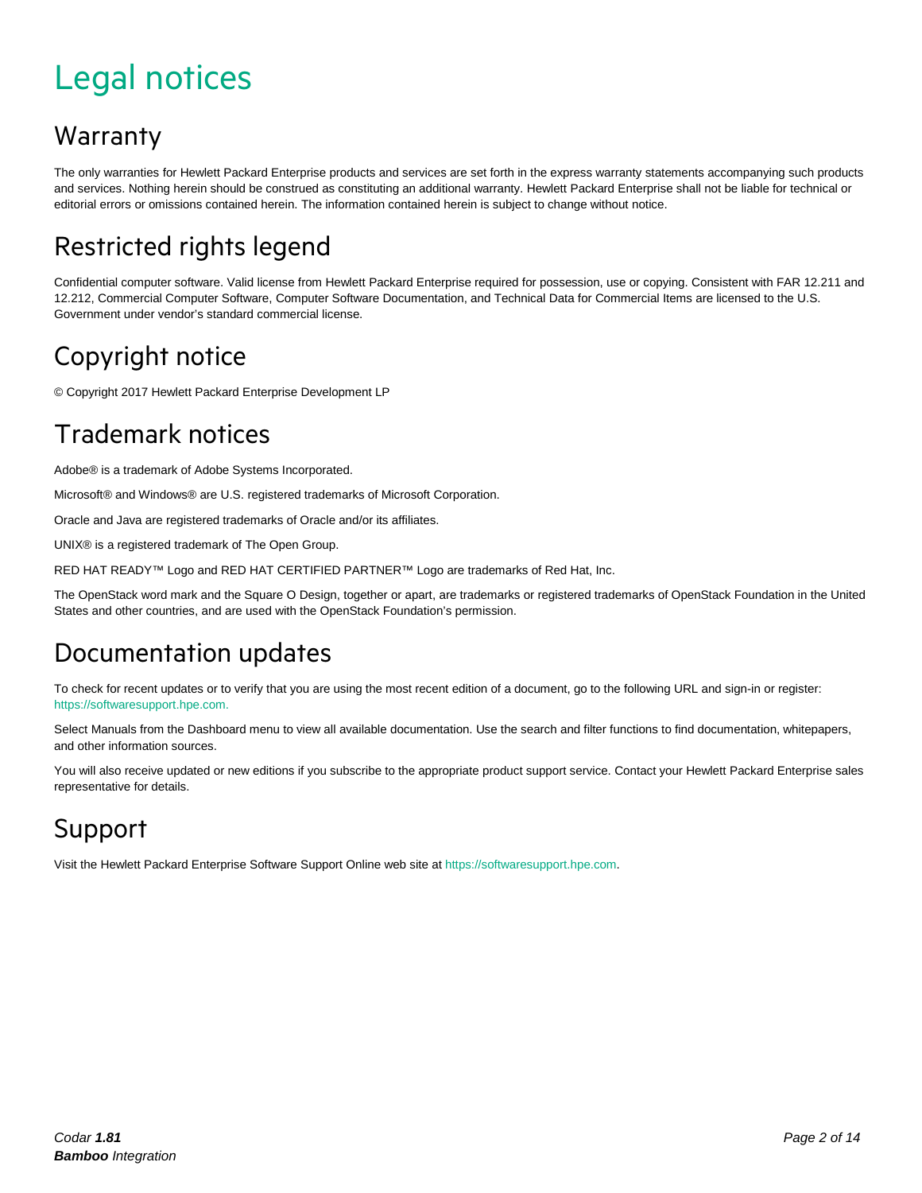# Legal notices

## Warranty

The only warranties for Hewlett Packard Enterprise products and services are set forth in the express warranty statements accompanying such products and services. Nothing herein should be construed as constituting an additional warranty. Hewlett Packard Enterprise shall not be liable for technical or editorial errors or omissions contained herein. The information contained herein is subject to change without notice.

## Restricted rights legend

Confidential computer software. Valid license from Hewlett Packard Enterprise required for possession, use or copying. Consistent with FAR 12.211 and 12.212, Commercial Computer Software, Computer Software Documentation, and Technical Data for Commercial Items are licensed to the U.S. Government under vendor's standard commercial license.

## Copyright notice

© Copyright 2017 Hewlett Packard Enterprise Development LP

## Trademark notices

Adobe® is a trademark of Adobe Systems Incorporated.

Microsoft® and Windows® are U.S. registered trademarks of Microsoft Corporation.

Oracle and Java are registered trademarks of Oracle and/or its affiliates.

UNIX® is a registered trademark of The Open Group.

RED HAT READY™ Logo and RED HAT CERTIFIED PARTNER™ Logo are trademarks of Red Hat, Inc.

The OpenStack word mark and the Square O Design, together or apart, are trademarks or registered trademarks of OpenStack Foundation in the United States and other countries, and are used with the OpenStack Foundation's permission.

## Documentation updates

To check for recent updates or to verify that you are using the most recent edition of a document, go to the following URL and sign-in or register: https://softwaresupport.hpe.com.

Select Manuals from the Dashboard menu to view all available documentation. Use the search and filter functions to find documentation, whitepapers, and other information sources.

You will also receive updated or new editions if you subscribe to the appropriate product support service. Contact your Hewlett Packard Enterprise sales representative for details.

## Support

Visit the Hewlett Packard Enterprise Software Support Online web site at https://softwaresupport.hpe.com.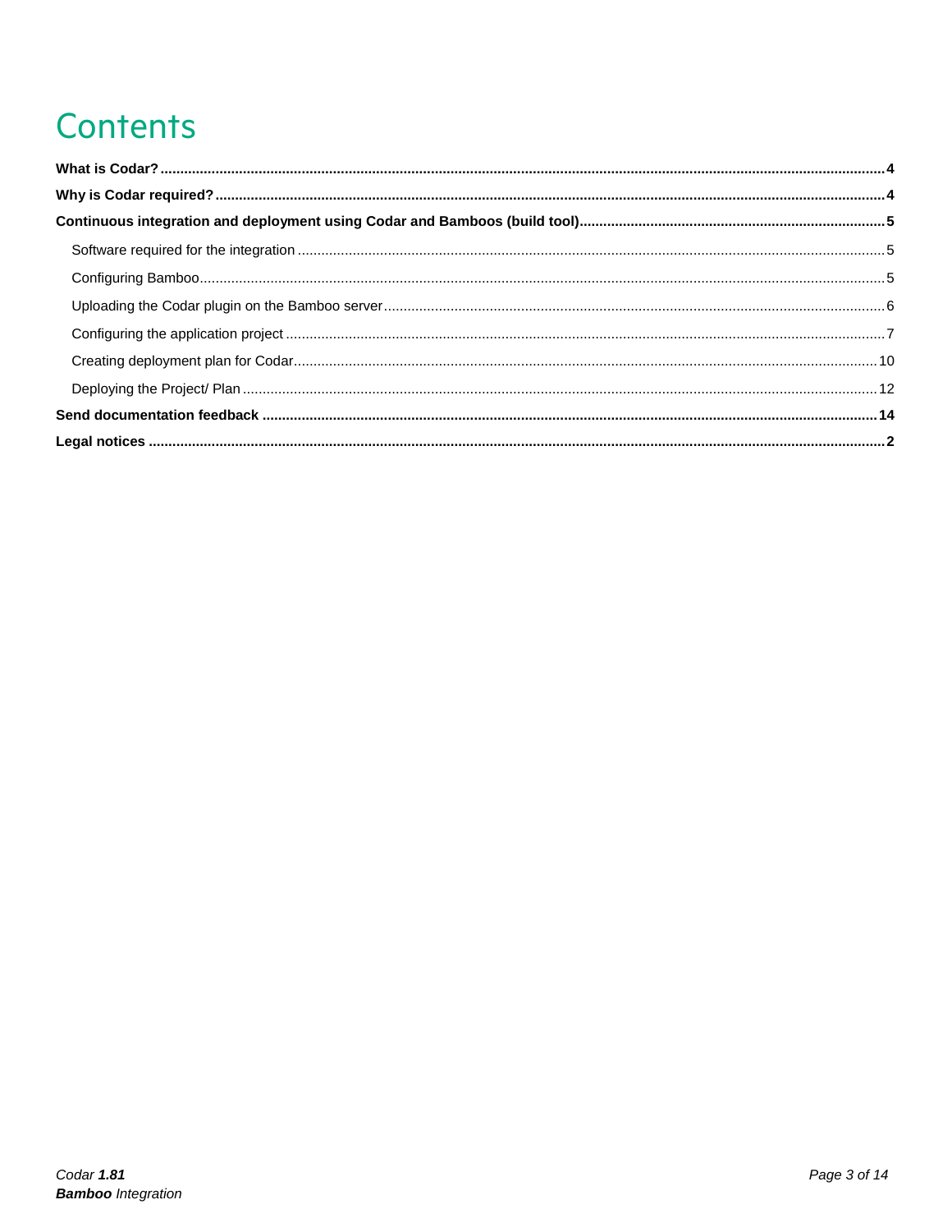# Contents

**What is Codar?** ........................................................ **4**

**Why is Codar required?** ........................................................ **4**

**Continuous integration and deployment using Codar and Bamboos (build tool)** ........................................................ **5**

- Software required for the integration ........................................................ 5
- Configuring Bamboo ........................................................ 5
- Uploading the Codar plugin on the Bamboo server ........................................................ 6
- Configuring the application project ........................................................ 7
- Creating deployment plan for Codar ........................................................ 10
- Deploying the Project/ Plan ........................................................ 12

**Send documentation feedback** ........................................................ **14**

**Legal notices** ........................................................ **2**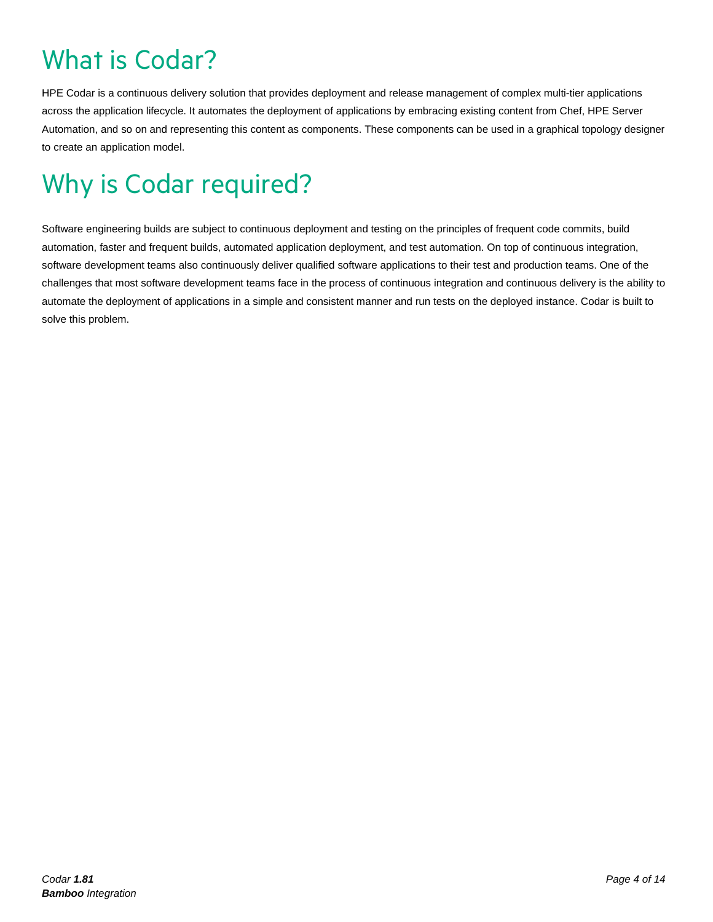# What is Codar?

HPE Codar is a continuous delivery solution that provides deployment and release management of complex multi-tier applications across the application lifecycle. It automates the deployment of applications by embracing existing content from Chef, HPE Server Automation, and so on and representing this content as components. These components can be used in a graphical topology designer to create an application model.

# Why is Codar required?

Software engineering builds are subject to continuous deployment and testing on the principles of frequent code commits, build automation, faster and frequent builds, automated application deployment, and test automation. On top of continuous integration, software development teams also continuously deliver qualified software applications to their test and production teams. One of the challenges that most software development teams face in the process of continuous integration and continuous delivery is the ability to automate the deployment of applications in a simple and consistent manner and run tests on the deployed instance. Codar is built to solve this problem.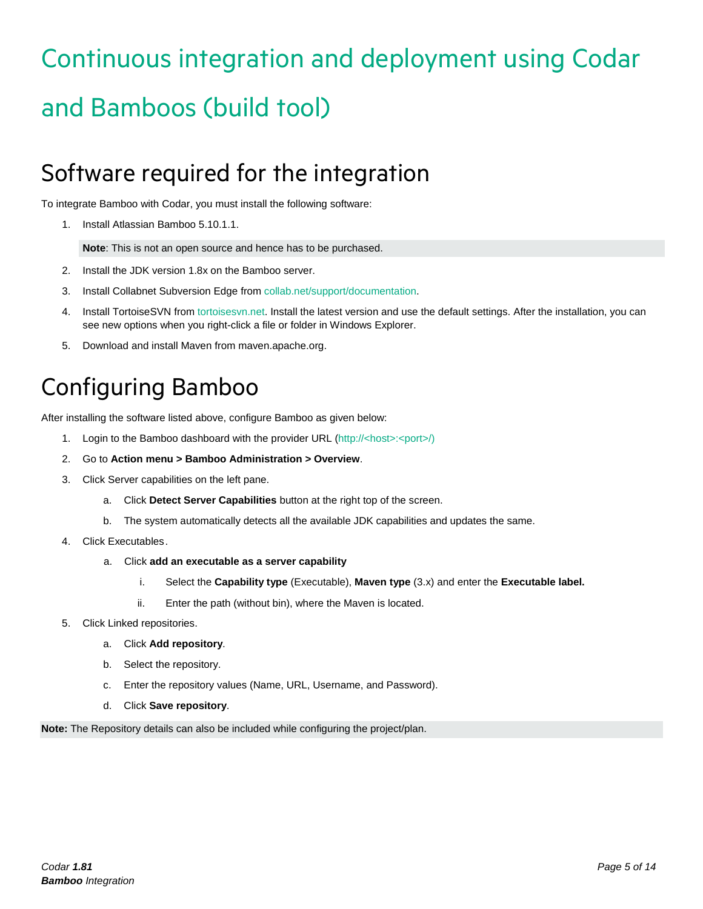# Continuous integration and deployment using Codar and Bamboos (build tool)

## Software required for the integration

To integrate Bamboo with Codar, you must install the following software:

1. Install Atlassian Bamboo 5.10.1.1.

   **Note**: This is not an open source and hence has to be purchased.

2. Install the JDK version 1.8x on the Bamboo server.
3. Install Collabnet Subversion Edge from collab.net/support/documentation.
4. Install TortoiseSVN from tortoisesvn.net. Install the latest version and use the default settings. After the installation, you can see new options when you right-click a file or folder in Windows Explorer.
5. Download and install Maven from maven.apache.org.

## Configuring Bamboo

After installing the software listed above, configure Bamboo as given below:

1. Login to the Bamboo dashboard with the provider URL (http://<host>:<port>/)
2. Go to **Action menu > Bamboo Administration > Overview**.
3. Click Server capabilities on the left pane.
   a. Click **Detect Server Capabilities** button at the right top of the screen.
   b. The system automatically detects all the available JDK capabilities and updates the same.
4. Click Executables.
   a. Click **add an executable as a server capability**
      i. Select the **Capability type** (Executable), **Maven type** (3.x) and enter the **Executable label.**
      ii. Enter the path (without bin), where the Maven is located.
5. Click Linked repositories.
   a. Click **Add repository**.
   b. Select the repository.
   c. Enter the repository values (Name, URL, Username, and Password).
   d. Click **Save repository**.

**Note:** The Repository details can also be included while configuring the project/plan.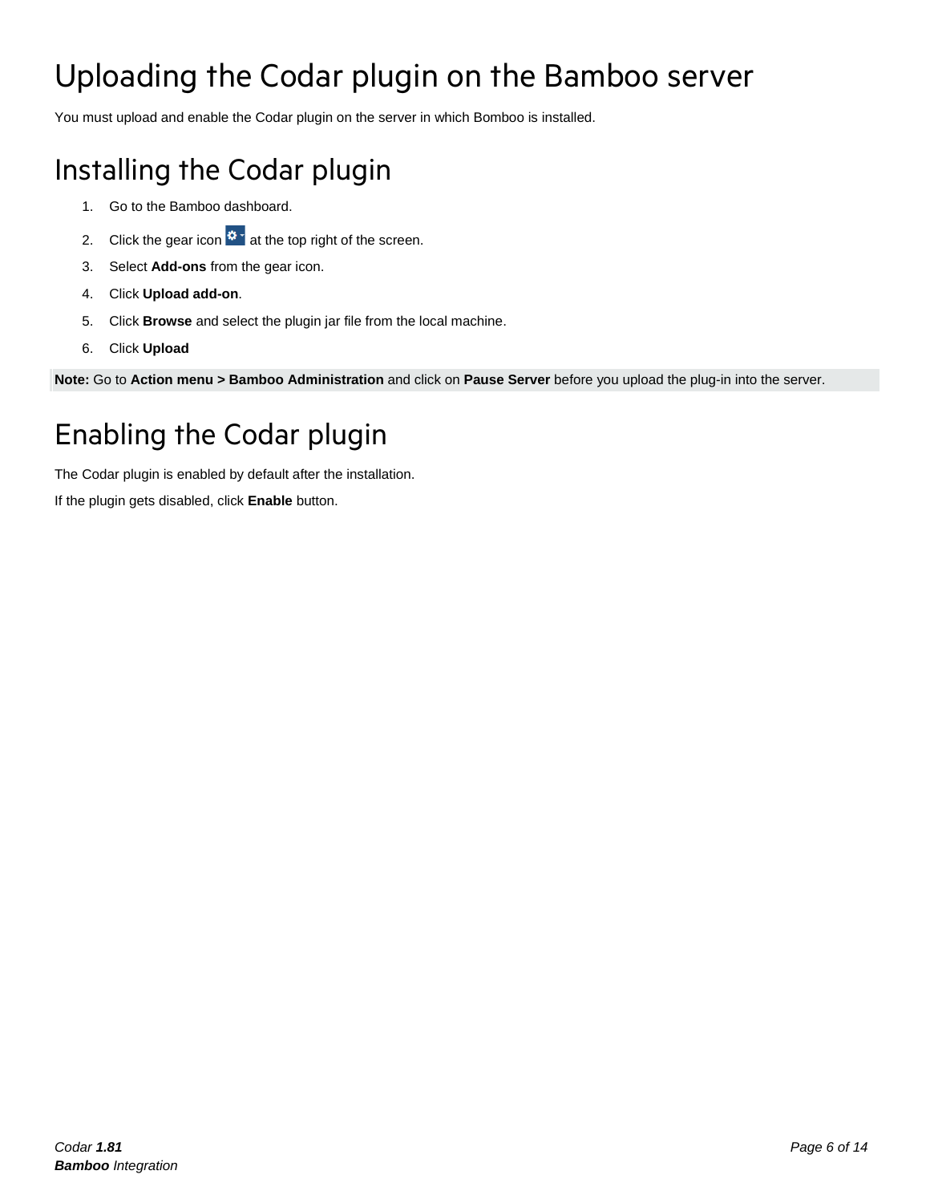# Uploading the Codar plugin on the Bamboo server

You must upload and enable the Codar plugin on the server in which Bomboo is installed.

# Installing the Codar plugin

1. Go to the Bamboo dashboard.
2. Click the gear icon at the top right of the screen.
3. Select **Add-ons** from the gear icon.
4. Click **Upload add-on**.
5. Click **Browse** and select the plugin jar file from the local machine.
6. Click **Upload**

**Note:** Go to **Action menu > Bamboo Administration** and click on **Pause Server** before you upload the plug-in into the server.

# Enabling the Codar plugin

The Codar plugin is enabled by default after the installation.

If the plugin gets disabled, click **Enable** button.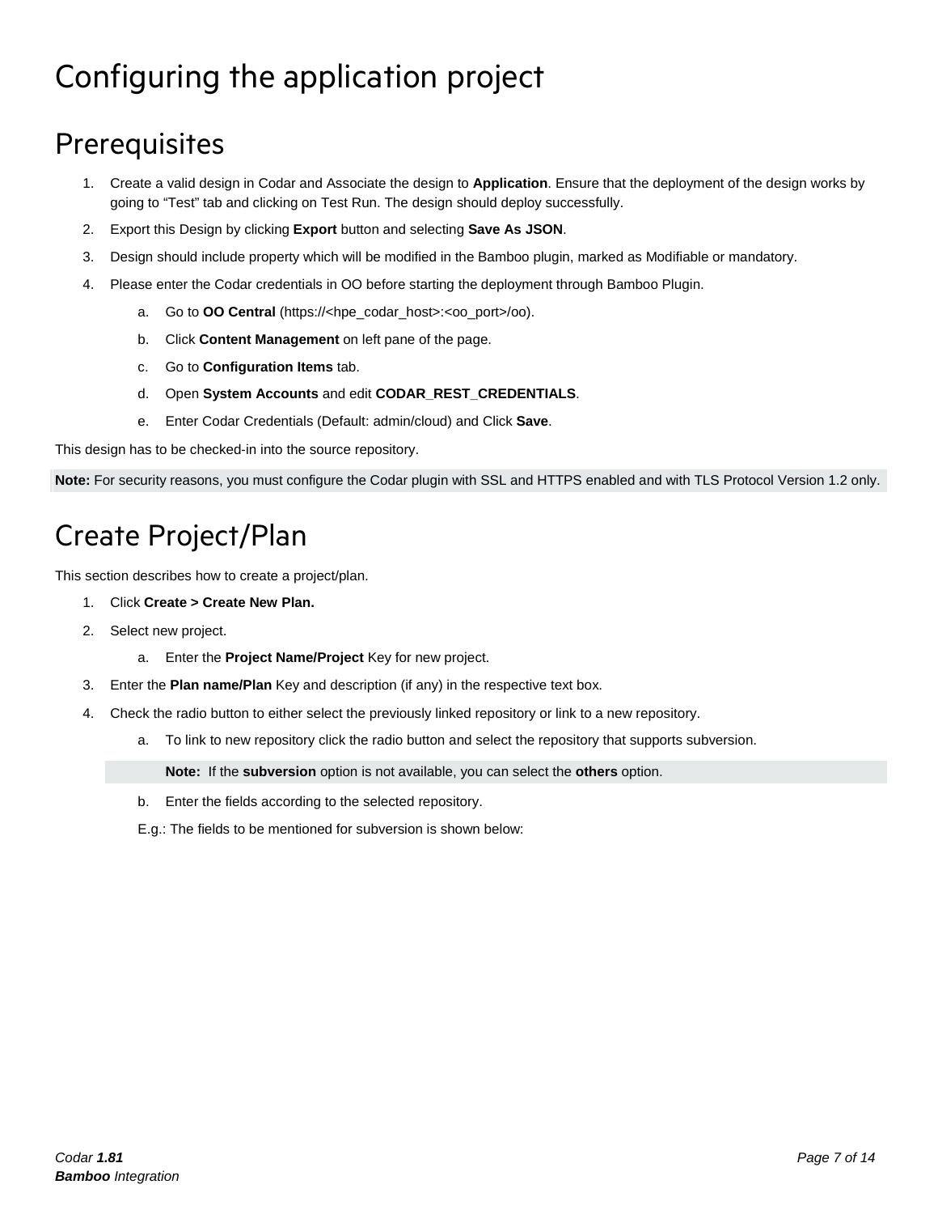# Configuring the application project

## Prerequisites

1. Create a valid design in Codar and Associate the design to **Application**. Ensure that the deployment of the design works by going to “Test” tab and clicking on Test Run. The design should deploy successfully.
2. Export this Design by clicking **Export** button and selecting **Save As JSON**.
3. Design should include property which will be modified in the Bamboo plugin, marked as Modifiable or mandatory.
4. Please enter the Codar credentials in OO before starting the deployment through Bamboo Plugin.
   a. Go to **OO Central** (https://<hpe_codar_host>:<oo_port>/oo).
   b. Click **Content Management** on left pane of the page.
   c. Go to **Configuration Items** tab.
   d. Open **System Accounts** and edit **CODAR_REST_CREDENTIALS**.
   e. Enter Codar Credentials (Default: admin/cloud) and Click **Save**.

This design has to be checked-in into the source repository.

**Note:** For security reasons, you must configure the Codar plugin with SSL and HTTPS enabled and with TLS Protocol Version 1.2 only.

## Create Project/Plan

This section describes how to create a project/plan.

1. Click **Create > Create New Plan.**
2. Select new project.
   a. Enter the **Project Name/Project** Key for new project.
3. Enter the **Plan name/Plan** Key and description (if any) in the respective text box.
4. Check the radio button to either select the previously linked repository or link to a new repository.
   a. To link to new repository click the radio button and select the repository that supports subversion.

      **Note:** If the **subversion** option is not available, you can select the **others** option.

   b. Enter the fields according to the selected repository.

   E.g.: The fields to be mentioned for subversion is shown below: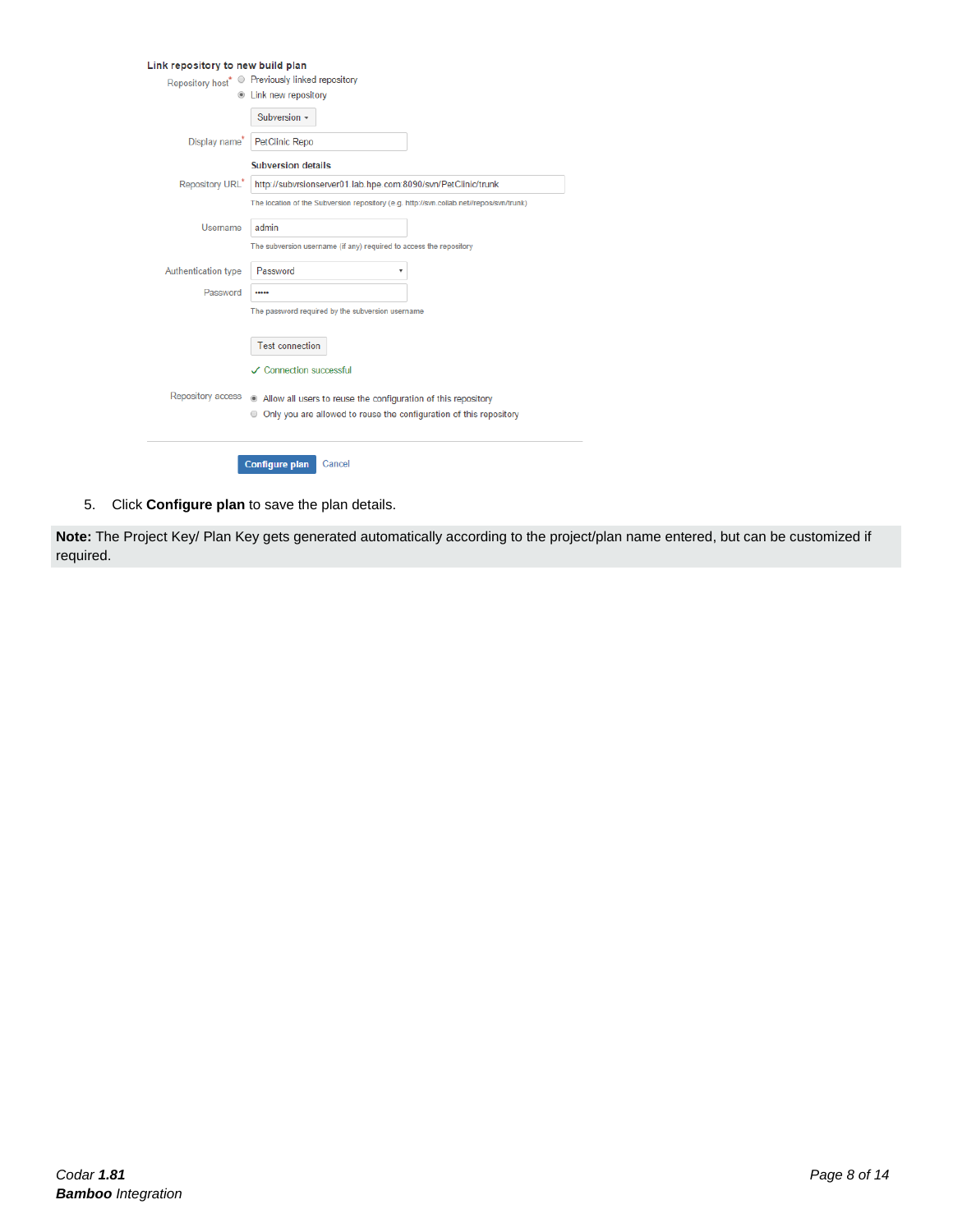**Link repository to new build plan**

Repository host* ○ Previously linked repository
● Link new repository

Subversion ▾

Display name* PetClinic Repo

**Subversion details**

Repository URL* http://subvrsionserver01.lab.hpe.com:8090/svn/PetClinic/trunk

The location of the Subversion repository (e.g. http://svn.collab.net/repos/svn/trunk)

Username admin

The subversion username (if any) required to access the repository

Authentication type Password ▾

Password •••••

The password required by the subversion username

Test connection

✓ Connection successful

Repository access ● Allow all users to reuse the configuration of this repository
○ Only you are allowed to reuse the configuration of this repository

Configure plan Cancel

5. Click **Configure plan** to save the plan details.

**Note:** The Project Key/ Plan Key gets generated automatically according to the project/plan name entered, but can be customized if required.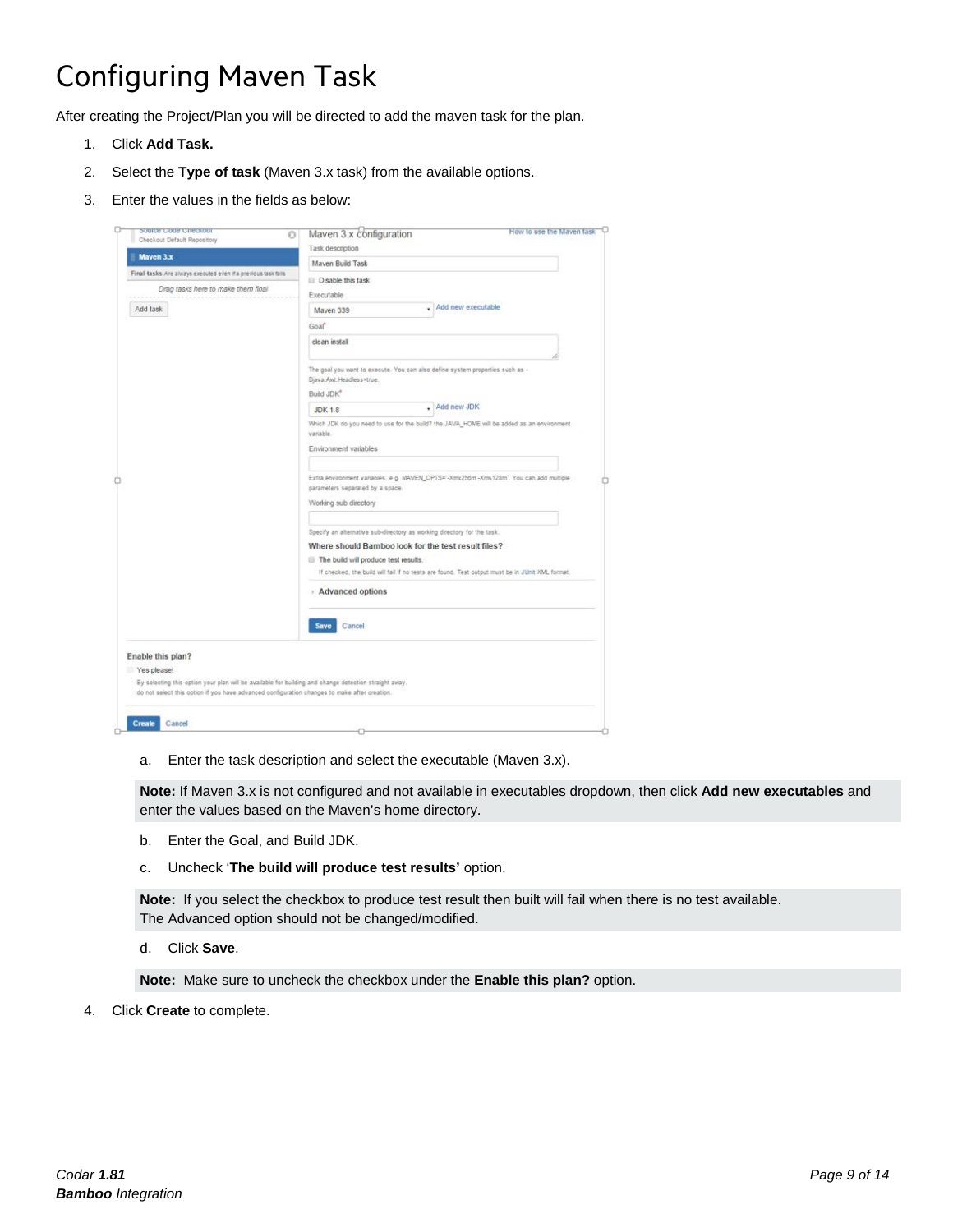# Configuring Maven Task

After creating the Project/Plan you will be directed to add the maven task for the plan.

1. Click **Add Task.**
2. Select the **Type of task** (Maven 3.x task) from the available options.
3. Enter the values in the fields as below:

   a. Enter the task description and select the executable (Maven 3.x).

   **Note:** If Maven 3.x is not configured and not available in executables dropdown, then click **Add new executables** and enter the values based on the Maven's home directory.

   b. Enter the Goal, and Build JDK.

   c. Uncheck '**The build will produce test results'** option.

   **Note:** If you select the checkbox to produce test result then built will fail when there is no test available.
   The Advanced option should not be changed/modified.

   d. Click **Save**.

   **Note:** Make sure to uncheck the checkbox under the **Enable this plan?** option.

4. Click **Create** to complete.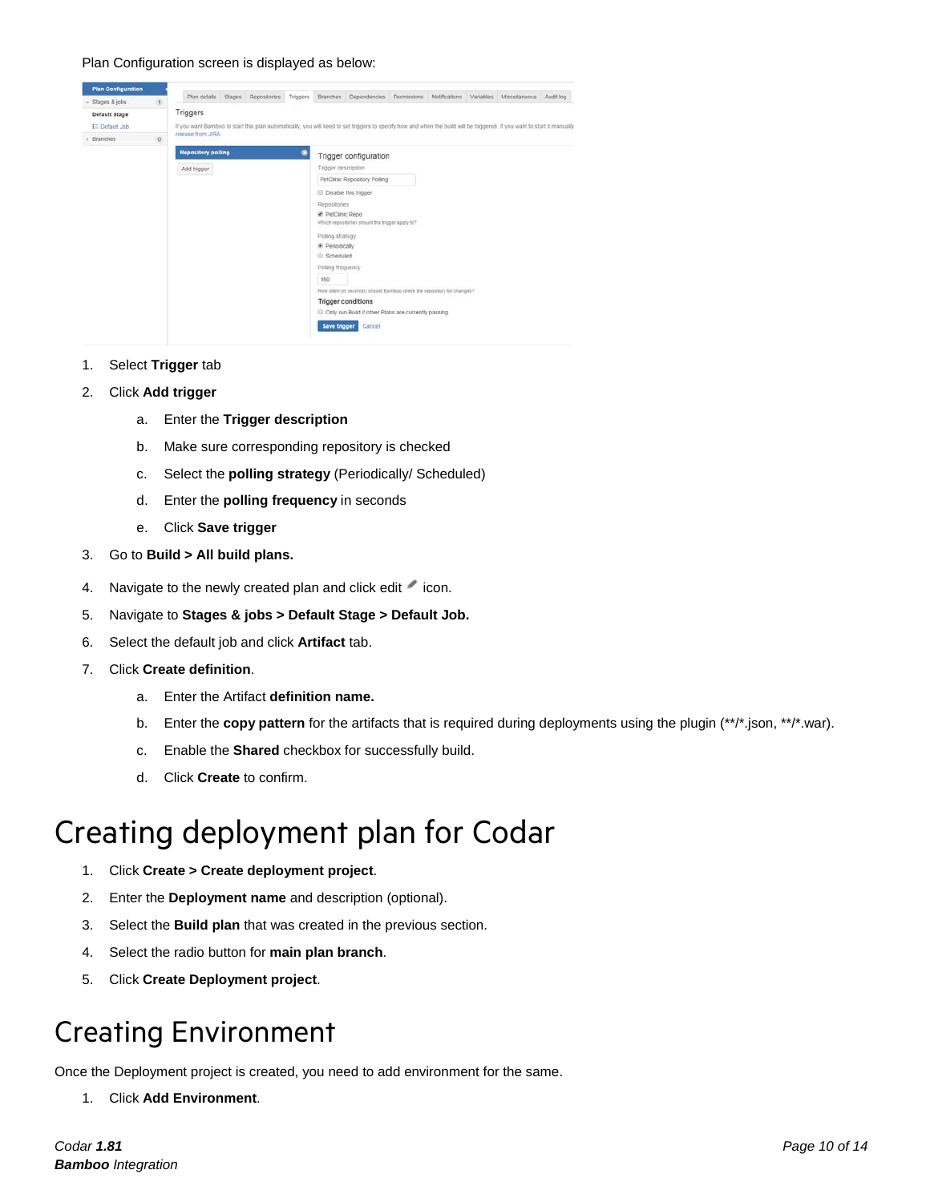Plan Configuration screen is displayed as below:

1. Select **Trigger** tab
2. Click **Add trigger**
    a. Enter the **Trigger description**
    b. Make sure corresponding repository is checked
    c. Select the **polling strategy** (Periodically/ Scheduled)
    d. Enter the **polling frequency** in seconds
    e. Click **Save trigger**
3. Go to **Build > All build plans.**
4. Navigate to the newly created plan and click edit icon.
5. Navigate to **Stages & jobs > Default Stage > Default Job.**
6. Select the default job and click **Artifact** tab.
7. Click **Create definition**.
    a. Enter the Artifact **definition name.**
    b. Enter the **copy pattern** for the artifacts that is required during deployments using the plugin (**/*.json, **/*.war).
    c. Enable the **Shared** checkbox for successfully build.
    d. Click **Create** to confirm.

# Creating deployment plan for Codar

1. Click **Create > Create deployment project**.
2. Enter the **Deployment name** and description (optional).
3. Select the **Build plan** that was created in the previous section.
4. Select the radio button for **main plan branch**.
5. Click **Create Deployment project**.

# Creating Environment

Once the Deployment project is created, you need to add environment for the same.

1. Click **Add Environment**.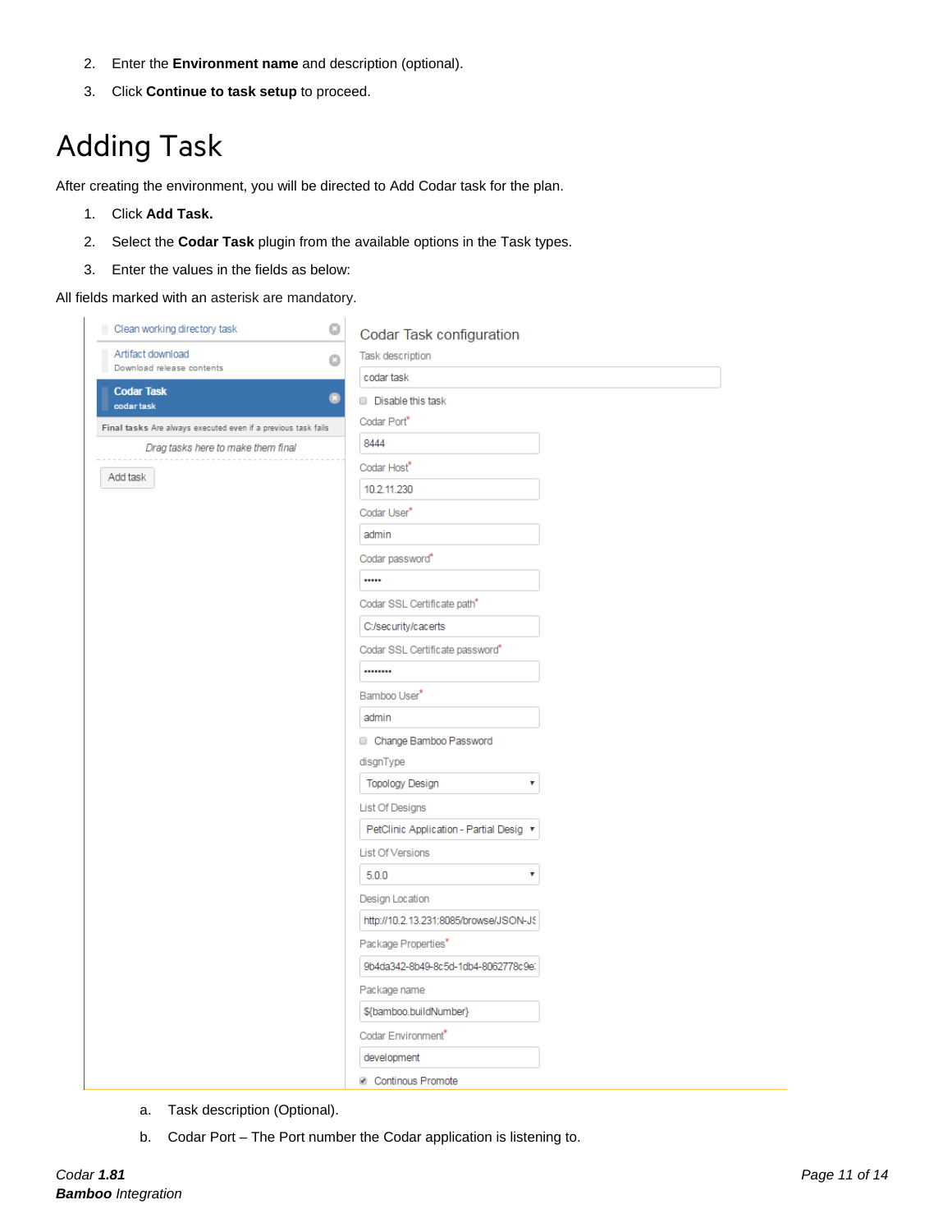2. Enter the **Environment name** and description (optional).
3. Click **Continue to task setup** to proceed.

# Adding Task

After creating the environment, you will be directed to Add Codar task for the plan.

1. Click **Add Task.**
2. Select the **Codar Task** plugin from the available options in the Task types.
3. Enter the values in the fields as below:

All fields marked with an asterisk are mandatory.

a. Task description (Optional).

b. Codar Port – The Port number the Codar application is listening to.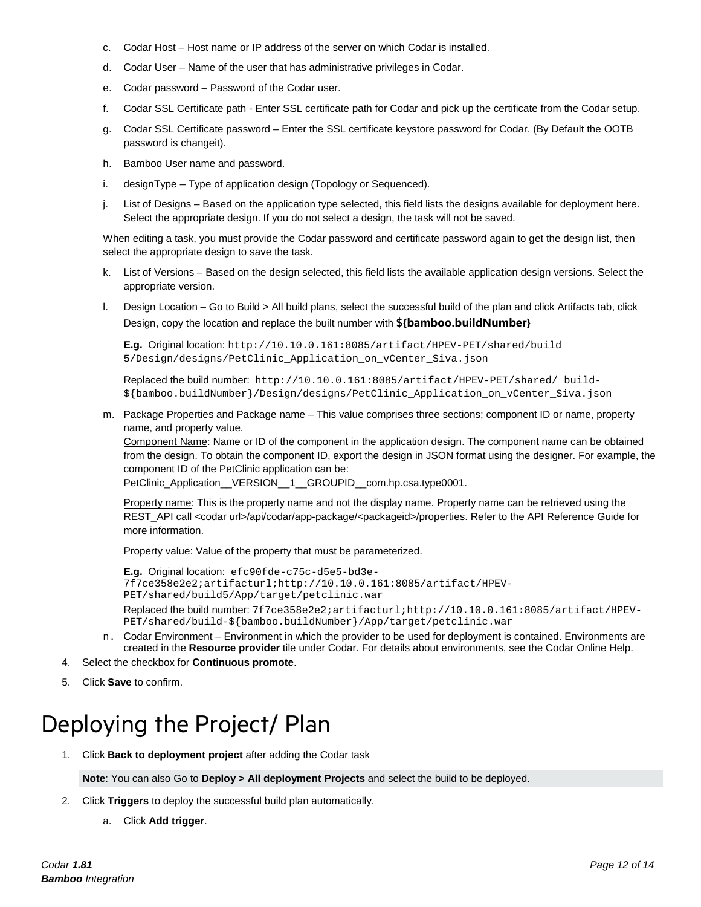c. Codar Host – Host name or IP address of the server on which Codar is installed.

d. Codar User – Name of the user that has administrative privileges in Codar.

e. Codar password – Password of the Codar user.

f. Codar SSL Certificate path - Enter SSL certificate path for Codar and pick up the certificate from the Codar setup.

g. Codar SSL Certificate password – Enter the SSL certificate keystore password for Codar. (By Default the OOTB password is changeit).

h. Bamboo User name and password.

i. designType – Type of application design (Topology or Sequenced).

j. List of Designs – Based on the application type selected, this field lists the designs available for deployment here. Select the appropriate design. If you do not select a design, the task will not be saved.

When editing a task, you must provide the Codar password and certificate password again to get the design list, then select the appropriate design to save the task.

k. List of Versions – Based on the design selected, this field lists the available application design versions. Select the appropriate version.

l. Design Location – Go to Build > All build plans, select the successful build of the plan and click Artifacts tab, click Design, copy the location and replace the built number with **${bamboo.buildNumber}**

**E.g.** Original location: `http://10.10.0.161:8085/artifact/HPEV-PET/shared/build 5/Design/designs/PetClinic_Application_on_vCenter_Siva.json`

Replaced the build number: `http://10.10.0.161:8085/artifact/HPEV-PET/shared/ build-${bamboo.buildNumber}/Design/designs/PetClinic_Application_on_vCenter_Siva.json`

m. Package Properties and Package name – This value comprises three sections; component ID or name, property name, and property value.
Component Name: Name or ID of the component in the application design. The component name can be obtained from the design. To obtain the component ID, export the design in JSON format using the designer. For example, the component ID of the PetClinic application can be:
PetClinic_Application__VERSION__1__GROUPID__com.hp.csa.type0001.

Property name: This is the property name and not the display name. Property name can be retrieved using the REST_API call <codar url>/api/codar/app-package/<packageid>/properties. Refer to the API Reference Guide for more information.

Property value: Value of the property that must be parameterized.

**E.g.** Original location: `efc90fde-c75c-d5e5-bd3e-7f7ce358e2e2;artifacturl;http://10.10.0.161:8085/artifact/HPEV-PET/shared/build5/App/target/petclinic.war`

Replaced the build number: `7f7ce358e2e2;artifacturl;http://10.10.0.161:8085/artifact/HPEV-PET/shared/build-${bamboo.buildNumber}/App/target/petclinic.war`

n. Codar Environment – Environment in which the provider to be used for deployment is contained. Environments are created in the **Resource provider** tile under Codar. For details about environments, see the Codar Online Help.

4. Select the checkbox for **Continuous promote**.

5. Click **Save** to confirm.

# Deploying the Project/ Plan

1. Click **Back to deployment project** after adding the Codar task

**Note**: You can also Go to **Deploy > All deployment Projects** and select the build to be deployed.

2. Click **Triggers** to deploy the successful build plan automatically.

   a. Click **Add trigger**.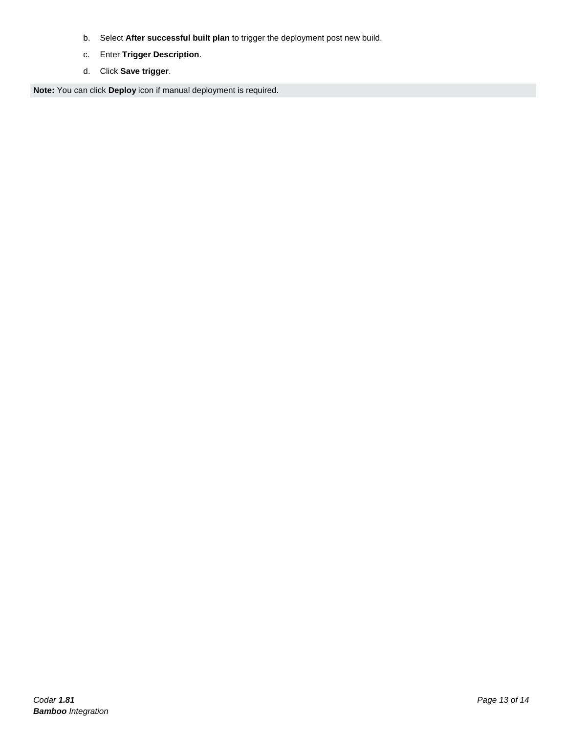b. Select **After successful built plan** to trigger the deployment post new build.

c. Enter **Trigger Description**.

d. Click **Save trigger**.

**Note:** You can click **Deploy** icon if manual deployment is required.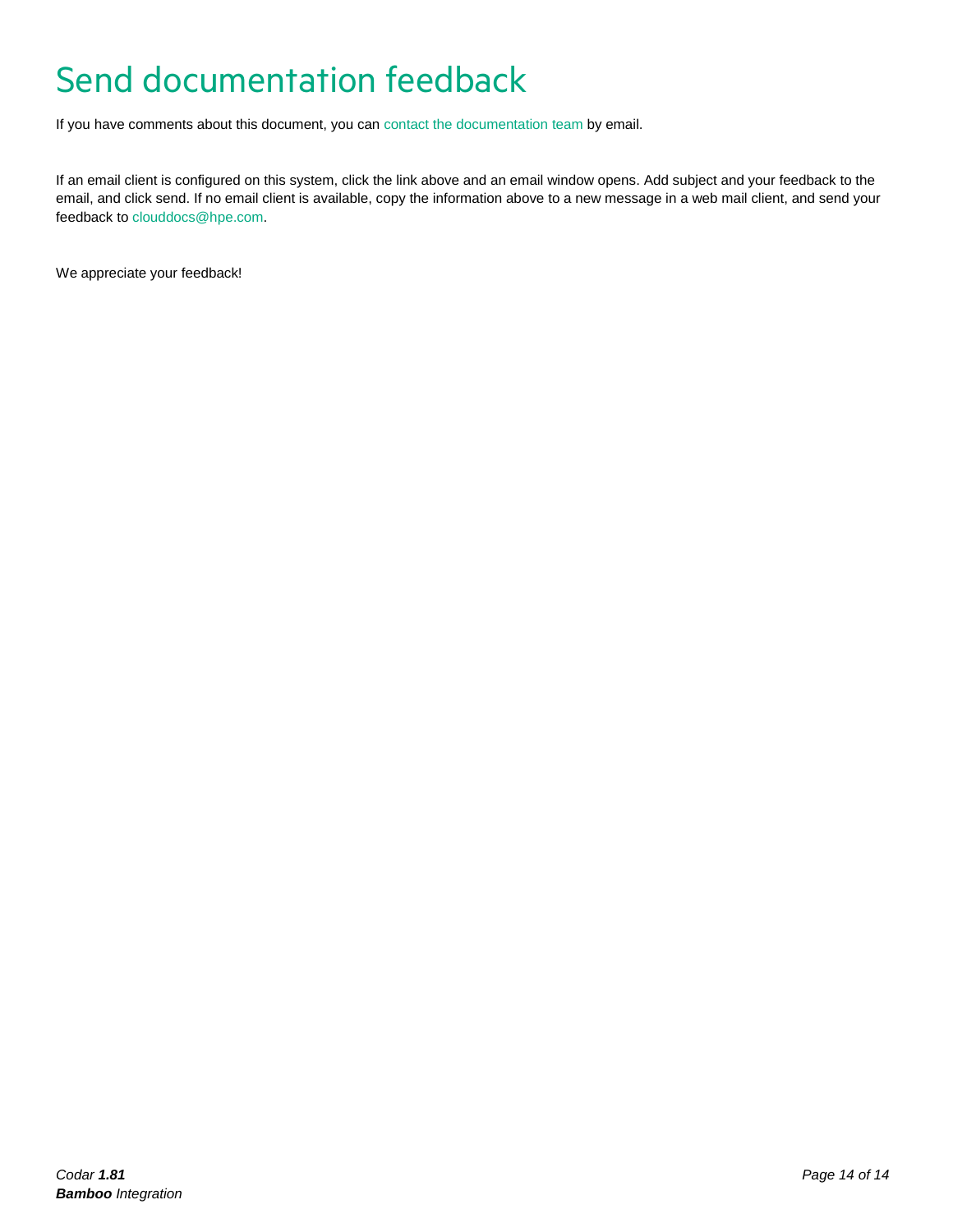# Send documentation feedback

If you have comments about this document, you can contact the documentation team by email.

If an email client is configured on this system, click the link above and an email window opens. Add subject and your feedback to the email, and click send. If no email client is available, copy the information above to a new message in a web mail client, and send your feedback to clouddocs@hpe.com.

We appreciate your feedback!